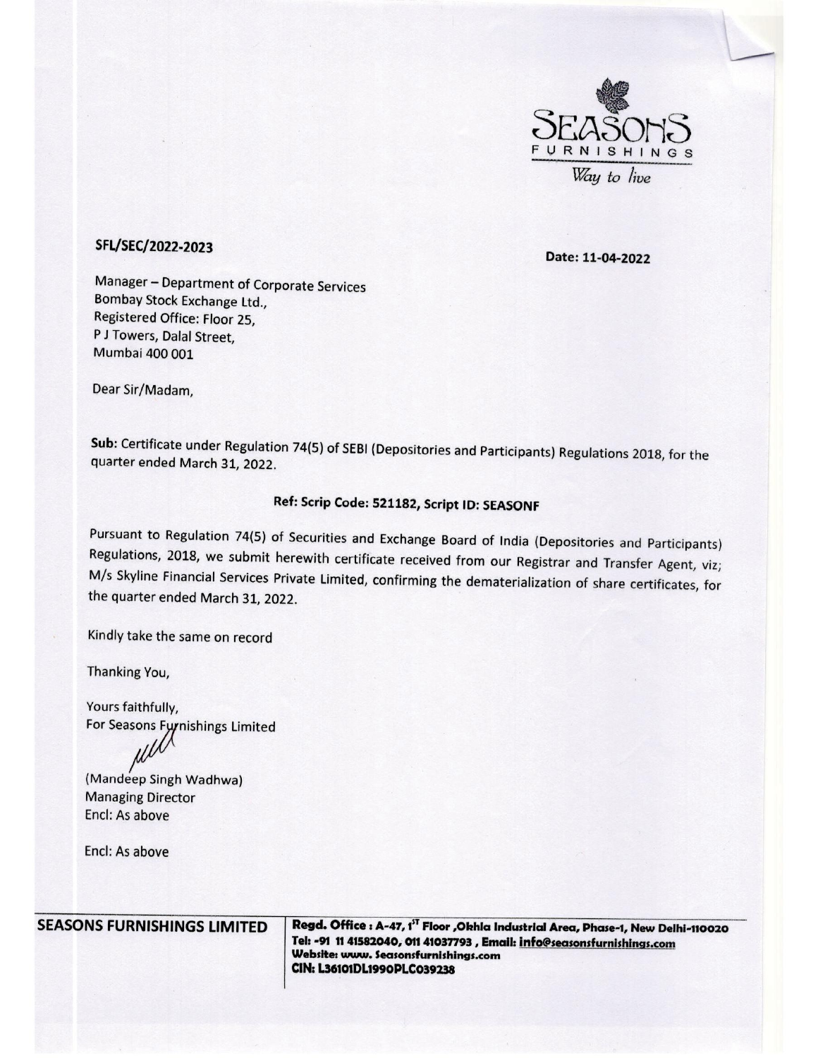SEASONS
FURNISHINGS
*Way to live*

**SFL/SEC/2022-2023**

**Date: 11-04-2022**

Manager – Department of Corporate Services
Bombay Stock Exchange Ltd.,
Registered Office: Floor 25,
P J Towers, Dalal Street,
Mumbai 400 001

Dear Sir/Madam,

**Sub:** Certificate under Regulation 74(5) of SEBI (Depositories and Participants) Regulations 2018, for the quarter ended March 31, 2022.

**Ref: Scrip Code: 521182, Script ID: SEASONF**

Pursuant to Regulation 74(5) of Securities and Exchange Board of India (Depositories and Participants) Regulations, 2018, we submit herewith certificate received from our Registrar and Transfer Agent, viz; M/s Skyline Financial Services Private Limited, confirming the dematerialization of share certificates, for the quarter ended March 31, 2022.

Kindly take the same on record

Thanking You,

Yours faithfully,
For Seasons Furnishings Limited

(Mandeep Singh Wadhwa)
Managing Director
Encl: As above

Encl: As above

**SEASONS FURNISHINGS LIMITED**

**Regd. Office : A-47, 1ST Floor ,Okhla Industrial Area, Phase-1, New Delhi-110020**
**Tel: -91 11 41582040, 011 41037793 , Email: info@seasonsfurnishings.com**
**Website: www. Seasonsfurnishings.com**
**CIN: L36101DL1990PLC039238**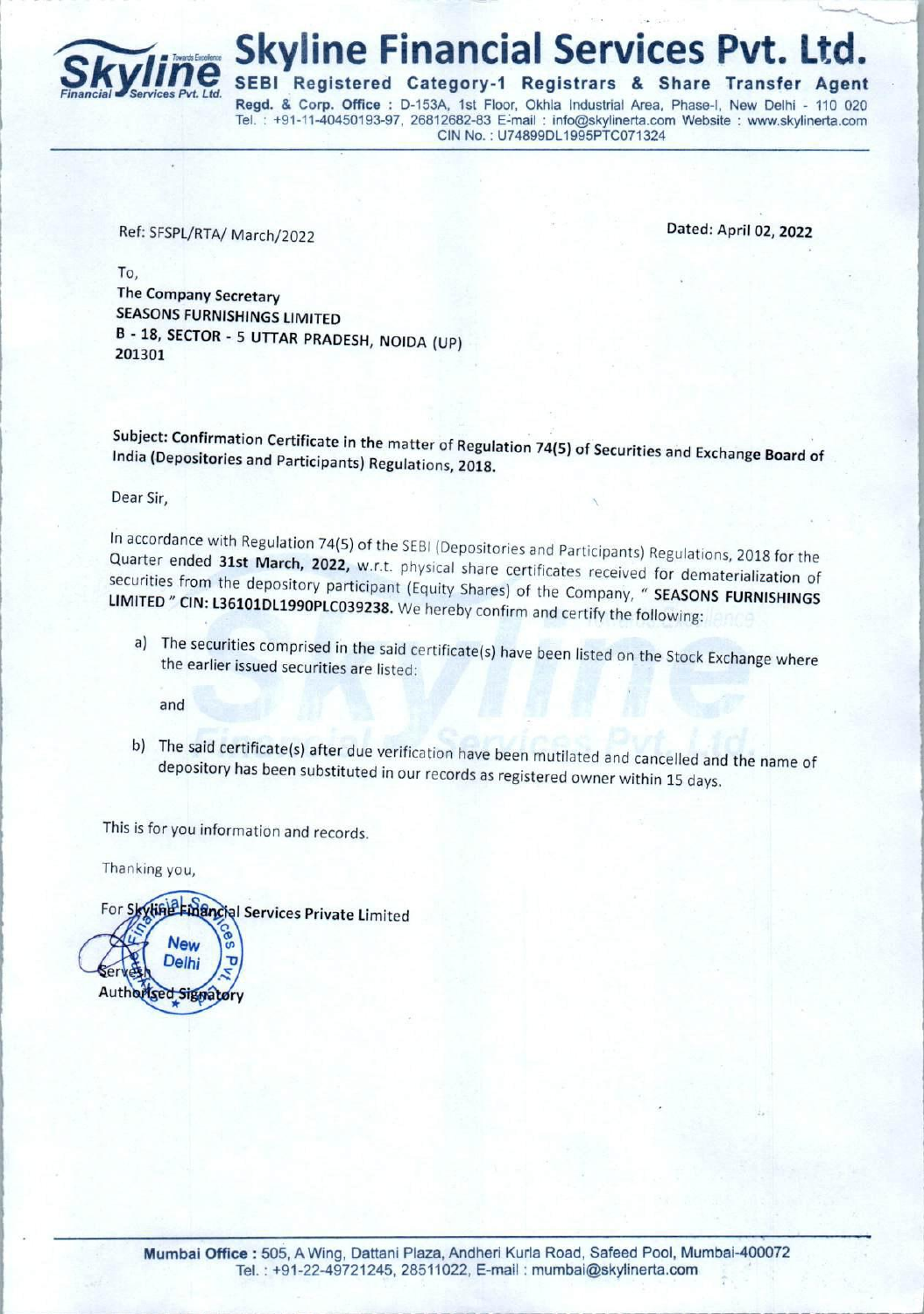# Skyline Financial Services Pvt. Ltd.

**SEBI Registered Category-1 Registrars & Share Transfer Agent**

**Regd. & Corp. Office :** D-153A, 1st Floor, Okhla Industrial Area, Phase-I, New Delhi - 110 020
Tel. : +91-11-40450193-97, 26812682-83 E-mail : info@skylinerta.com Website : www.skylinerta.com
CIN No. : U74899DL1995PTC071324

Ref: SFSPL/RTA/ March/2022

Dated: April 02, 2022

To,
The Company Secretary
SEASONS FURNISHINGS LIMITED
B - 18, SECTOR - 5 UTTAR PRADESH, NOIDA (UP)
201301

**Subject: Confirmation Certificate in the matter of Regulation 74(5) of Securities and Exchange Board of India (Depositories and Participants) Regulations, 2018.**

Dear Sir,

In accordance with Regulation 74(5) of the SEBI (Depositories and Participants) Regulations, 2018 for the Quarter ended **31st March, 2022,** w.r.t. physical share certificates received for dematerialization of securities from the depository participant (Equity Shares) of the Company, " **SEASONS FURNISHINGS LIMITED** " **CIN: L36101DL1990PLC039238.** We hereby confirm and certify the following:

a) The securities comprised in the said certificate(s) have been listed on the Stock Exchange where the earlier issued securities are listed:

and

b) The said certificate(s) after due verification have been mutilated and cancelled and the name of depository has been substituted in our records as registered owner within 15 days.

This is for you information and records.

Thanking you,

For Skyline Financial Services Private Limited

Servesh
Authorised Signatory

**Mumbai Office :** 505, A Wing, Dattani Plaza, Andheri Kurla Road, Safeed Pool, Mumbai-400072
Tel. : +91-22-49721245, 28511022, E-mail : mumbai@skylinerta.com